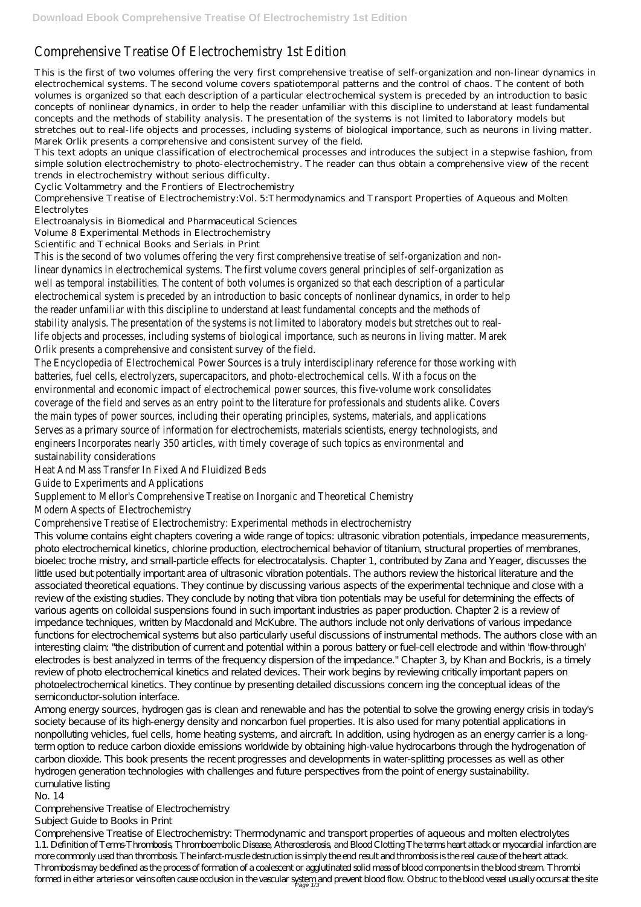# Comprehensive Treatise Of Electrochemistry 1st Edition

This is the first of two volumes offering the very first comprehensive treatise of self-organization and non-linear dynamics in electrochemical systems. The second volume covers spatiotemporal patterns and the control of chaos. The content of both volumes is organized so that each description of a particular electrochemical system is preceded by an introduction to basic concepts of nonlinear dynamics, in order to help the reader unfamiliar with this discipline to understand at least fundamental concepts and the methods of stability analysis. The presentation of the systems is not limited to laboratory models but stretches out to real-life objects and processes, including systems of biological importance, such as neurons in living matter. Marek Orlik presents a comprehensive and consistent survey of the field.

This text adopts an unique classification of electrochemical processes and introduces the subject in a stepwise fashion, from simple solution electrochemistry to photo-electrochemistry. The reader can thus obtain a comprehensive view of the recent trends in electrochemistry without serious difficulty.

Cyclic Voltammetry and the Frontiers of Electrochemistry

Comprehensive Treatise of Electrochemistry:Vol. 5:Thermodynamics and Transport Properties of Aqueous and Molten Electrolytes

Electroanalysis in Biomedical and Pharmaceutical Sciences

Volume 8 Experimental Methods in Electrochemistry

Scientific and Technical Books and Serials in Print

This is the second of two volumes offering the very first comprehensive treatise of self-organization and non-linear dynamics in electrochemical systems. The first volume covers general principles of self-organization as well as temporal instabilities. The content of both volumes is organized so that each description of a particular electrochemical system is preceded by an introduction to basic concepts of nonlinear dynamics, in order to help the reader unfamiliar with this discipline to understand at least fundamental concepts and the methods of stability analysis. The presentation of the systems is not limited to laboratory models but stretches out to real-life objects and processes, including systems of biological importance, such as neurons in living matter. Marek Orlik presents a comprehensive and consistent survey of the field.

The Encyclopedia of Electrochemical Power Sources is a truly interdisciplinary reference for those working with batteries, fuel cells, electrolyzers, supercapacitors, and photo-electrochemical cells. With a focus on the environmental and economic impact of electrochemical power sources, this five-volume work consolidates coverage of the field and serves as an entry point to the literature for professionals and students alike. Covers the main types of power sources, including their operating principles, systems, materials, and applications Serves as a primary source of information for electrochemists, materials scientists, energy technologists, and engineers Incorporates nearly 350 articles, with timely coverage of such topics as environmental and sustainability considerations

Heat And Mass Transfer In Fixed And Fluidized Beds

Guide to Experiments and Applications

Supplement to Mellor's Comprehensive Treatise on Inorganic and Theoretical Chemistry

Modern Aspects of Electrochemistry

Comprehensive Treatise of Electrochemistry: Experimental methods in electrochemistry

This volume contains eight chapters covering a wide range of topics: ultrasonic vibration potentials, impedance measurements, photo electrochemical kinetics, chlorine production, electrochemical behavior of titanium, structural properties of membranes, bioelec troche mistry, and small-particle effects for electrocatalysis. Chapter 1, contributed by Zana and Yeager, discusses the little used but potentially important area of ultrasonic vibration potentials. The authors review the historical literature and the associated theoretical equations. They continue by discussing various aspects of the experimental technique and close with a review of the existing studies. They conclude by noting that vibra tion potentials may be useful for determining the effects of various agents on colloidal suspensions found in such important industries as paper production. Chapter 2 is a review of impedance techniques, written by Macdonald and McKubre. The authors include not only derivations of various impedance functions for electrochemical systems but also particularly useful discussions of instrumental methods. The authors close with an interesting claim: "the distribution of current and potential within a porous battery or fuel-cell electrode and within 'flow-through' electrodes is best analyzed in terms of the frequency dispersion of the impedance." Chapter 3, by Khan and Bockris, is a timely review of photo electrochemical kinetics and related devices. Their work begins by reviewing critically important papers on photoelectrochemical kinetics. They continue by presenting detailed discussions concern ing the conceptual ideas of the semiconductor-solution interface.

Among energy sources, hydrogen gas is clean and renewable and has the potential to solve the growing energy crisis in today's society because of its high-energy density and noncarbon fuel properties. It is also used for many potential applications in nonpolluting vehicles, fuel cells, home heating systems, and aircraft. In addition, using hydrogen as an energy carrier is a long-term option to reduce carbon dioxide emissions worldwide by obtaining high-value hydrocarbons through the hydrogenation of carbon dioxide. This book presents the recent progresses and developments in water-splitting processes as well as other hydrogen generation technologies with challenges and future perspectives from the point of energy sustainability.

cumulative listing

No. 14

Comprehensive Treatise of Electrochemistry

Subject Guide to Books in Print

Comprehensive Treatise of Electrochemistry: Thermodynamic and transport properties of aqueous and molten electrolytes

1.1. Definition of Terms-Thrombosis, Thromboembolic Disease, Atherosclerosis, and Blood Clotting The terms heart attack or myocardial infarction are more commonly used than thrombosis. The infarct-muscle destruction is simply the end result and thrombosis is the real cause of the heart attack. Thrombosis may be defined as the process of formation of a coalescent or agglutinated solid mass of blood components in the blood stream. Thrombi formed in either arteries or veins often cause occlusion in the vascular system and prevent blood flow. Obstruc to the blood vessel usually occurs at the site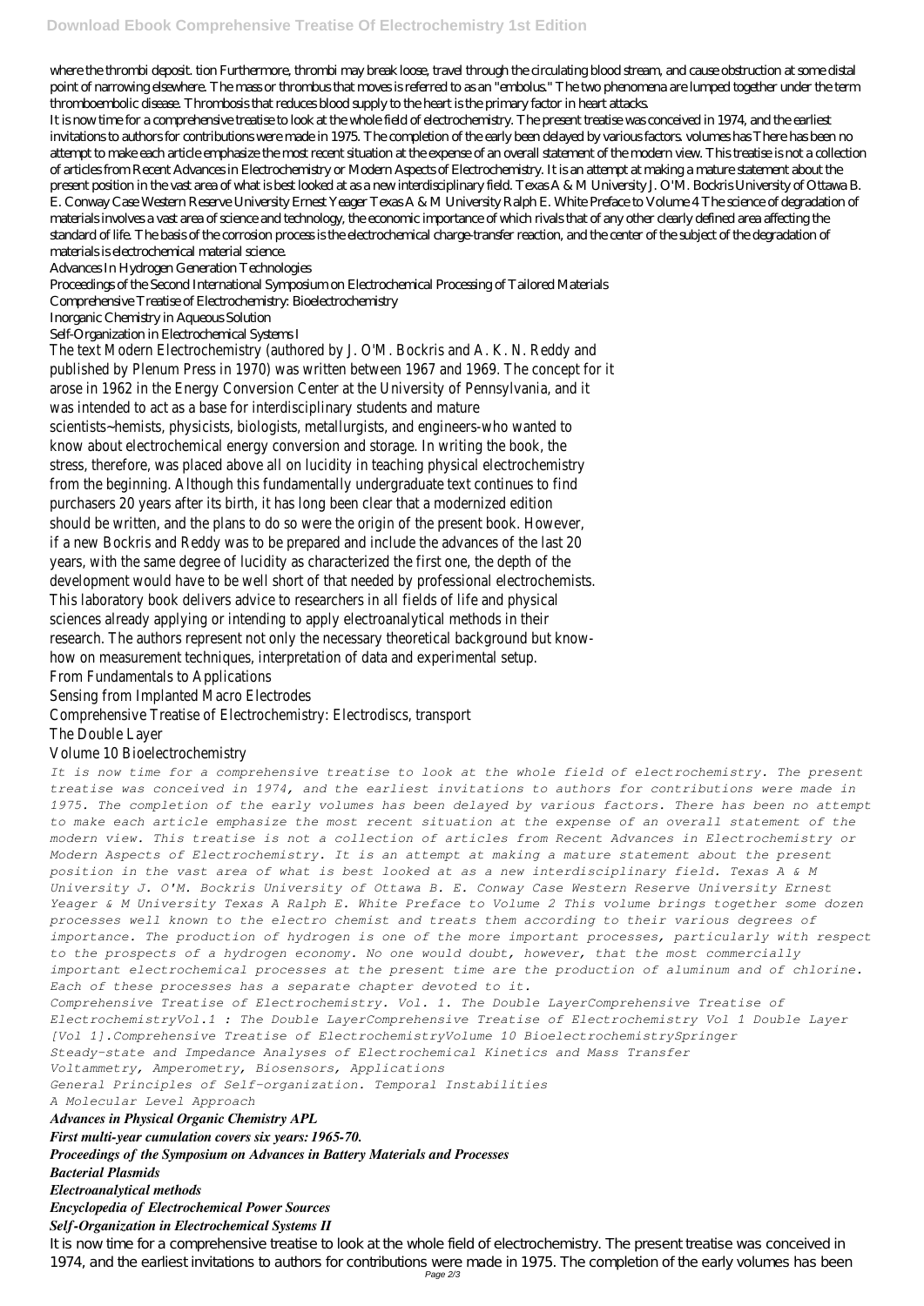where the thrombi deposit. tion Furthermore, thrombi may break loose, travel through the circulating blood stream, and cause obstruction at some distal point of narrowing elsewhere. The mass or thrombus that moves is referred to as an "embolus." The two phenomena are lumped together under the term thromboembolic disease. Thrombosis that reduces blood supply to the heart is the primary factor in heart attacks.

It is now time for a comprehensive treatise to look at the whole field of electrochemistry. The present treatise was conceived in 1974, and the earliest invitations to authors for contributions were made in 1975. The completion of the early been delayed by various factors. volumes has There has been no attempt to make each article emphasize the most recent situation at the expense of an overall statement of the modern view. This treatise is not a collection of articles from Recent Advances in Electrochemistry or Modern Aspects of Electrochemistry. It is an attempt at making a mature statement about the present position in the vast area of what is best looked at as a new interdisciplinary field. Texas A & M University J. O'M. Bockris University of Ottawa B. E. Conway Case Western Reserve University Ernest Yeager Texas A & M University Ralph E. White Preface to Volume 4 The science of degradation of materials involves a vast area of science and technology, the economic importance of which rivals that of any other clearly defined area affecting the standard of life. The basis of the corrosion process is the electrochemical charge-transfer reaction, and the center of the subject of the degradation of materials is electrochemical material science.

Advances In Hydrogen Generation Technologies

Proceedings of the Second International Symposium on Electrochemical Processing of Tailored Materials

Comprehensive Treatise of Electrochemistry: Bioelectrochemistry

Inorganic Chemistry in Aqueous Solution

Self-Organization in Electrochemical Systems I

The text Modern Electrochemistry (authored by J. O'M. Bockris and A. K. N. Reddy and published by Plenum Press in 1970) was written between 1967 and 1969. The concept for it arose in 1962 in the Energy Conversion Center at the University of Pennsylvania, and it was intended to act as a base for interdisciplinary students and mature scientists~hemists, physicists, biologists, metallurgists, and engineers-who wanted to know about electrochemical energy conversion and storage. In writing the book, the stress, therefore, was placed above all on lucidity in teaching physical electrochemistry from the beginning. Although this fundamentally undergraduate text continues to find purchasers 20 years after its birth, it has long been clear that a modernized edition should be written, and the plans to do so were the origin of the present book. However, if a new Bockris and Reddy was to be prepared and include the advances of the last 20 years, with the same degree of lucidity as characterized the first one, the depth of the development would have to be well short of that needed by professional electrochemists.

This laboratory book delivers advice to researchers in all fields of life and physical sciences already applying or intending to apply electroanalytical methods in their research. The authors represent not only the necessary theoretical background but know-how on measurement techniques, interpretation of data and experimental setup.

From Fundamentals to Applications

Sensing from Implanted Macro Electrodes

Comprehensive Treatise of Electrochemistry: Electrodiscs, transport

The Double Layer

Volume 10 Bioelectrochemistry

*It is now time for a comprehensive treatise to look at the whole field of electrochemistry. The present treatise was conceived in 1974, and the earliest invitations to authors for contributions were made in 1975. The completion of the early volumes has been delayed by various factors. There has been no attempt to make each article emphasize the most recent situation at the expense of an overall statement of the modern view. This treatise is not a collection of articles from Recent Advances in Electrochemistry or Modern Aspects of Electrochemistry. It is an attempt at making a mature statement about the present position in the vast area of what is best looked at as a new interdisciplinary field. Texas A & M University J. O'M. Bockris University of Ottawa B. E. Conway Case Western Reserve University Ernest Yeager & M University Texas A Ralph E. White Preface to Volume 2 This volume brings together some dozen processes well known to the electro chemist and treats them according to their various degrees of importance. The production of hydrogen is one of the more important processes, particularly with respect to the prospects of a hydrogen economy. No one would doubt, however, that the most commercially important electrochemical processes at the present time are the production of aluminum and of chlorine. Each of these processes has a separate chapter devoted to it.*

*Comprehensive Treatise of Electrochemistry. Vol. 1. The Double LayerComprehensive Treatise of ElectrochemistryVol.1 : The Double LayerComprehensive Treatise of Electrochemistry Vol 1 Double Layer [Vol 1].Comprehensive Treatise of ElectrochemistryVolume 10 BioelectrochemistrySpringer*

*Steady-state and Impedance Analyses of Electrochemical Kinetics and Mass Transfer*

*Voltammetry, Amperometry, Biosensors, Applications*

*General Principles of Self-organization. Temporal Instabilities*

*A Molecular Level Approach*

***Advances in Physical Organic Chemistry APL***

***First multi-year cumulation covers six years: 1965-70.***

***Proceedings of the Symposium on Advances in Battery Materials and Processes***

***Bacterial Plasmids***

***Electroanalytical methods***

***Encyclopedia of Electrochemical Power Sources***

***Self-Organization in Electrochemical Systems II***

It is now time for a comprehensive treatise to look at the whole field of electrochemistry. The present treatise was conceived in 1974, and the earliest invitations to authors for contributions were made in 1975. The completion of the early volumes has been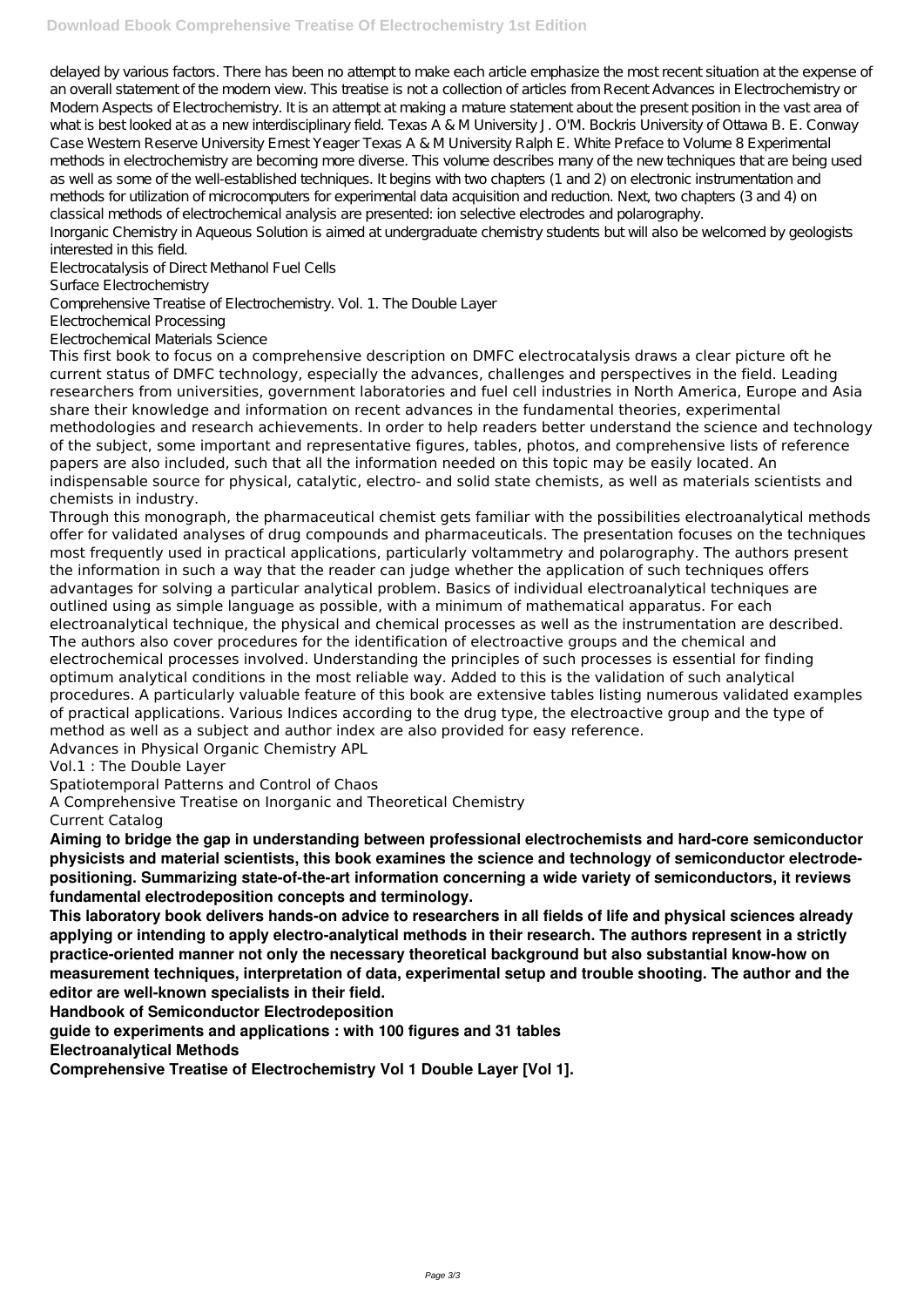delayed by various factors. There has been no attempt to make each article emphasize the most recent situation at the expense of an overall statement of the modern view. This treatise is not a collection of articles from Recent Advances in Electrochemistry or Modern Aspects of Electrochemistry. It is an attempt at making a mature statement about the present position in the vast area of what is best looked at as a new interdisciplinary field. Texas A & M University J. O'M. Bockris University of Ottawa B. E. Conway Case Western Reserve University Ernest Yeager Texas A & M University Ralph E. White Preface to Volume 8 Experimental methods in electrochemistry are becoming more diverse. This volume describes many of the new techniques that are being used as well as some of the well-established techniques. It begins with two chapters (1 and 2) on electronic instrumentation and methods for utilization of microcomputers for experimental data acquisition and reduction. Next, two chapters (3 and 4) on classical methods of electrochemical analysis are presented: ion selective electrodes and polarography.

Inorganic Chemistry in Aqueous Solution is aimed at undergraduate chemistry students but will also be welcomed by geologists interested in this field.

Electrocatalysis of Direct Methanol Fuel Cells

Surface Electrochemistry

Comprehensive Treatise of Electrochemistry. Vol. 1. The Double Layer

Electrochemical Processing

Electrochemical Materials Science

This first book to focus on a comprehensive description on DMFC electrocatalysis draws a clear picture oft he current status of DMFC technology, especially the advances, challenges and perspectives in the field. Leading researchers from universities, government laboratories and fuel cell industries in North America, Europe and Asia share their knowledge and information on recent advances in the fundamental theories, experimental methodologies and research achievements. In order to help readers better understand the science and technology of the subject, some important and representative figures, tables, photos, and comprehensive lists of reference papers are also included, such that all the information needed on this topic may be easily located. An indispensable source for physical, catalytic, electro- and solid state chemists, as well as materials scientists and chemists in industry.

Through this monograph, the pharmaceutical chemist gets familiar with the possibilities electroanalytical methods offer for validated analyses of drug compounds and pharmaceuticals. The presentation focuses on the techniques most frequently used in practical applications, particularly voltammetry and polarography. The authors present the information in such a way that the reader can judge whether the application of such techniques offers advantages for solving a particular analytical problem. Basics of individual electroanalytical techniques are outlined using as simple language as possible, with a minimum of mathematical apparatus. For each electroanalytical technique, the physical and chemical processes as well as the instrumentation are described. The authors also cover procedures for the identification of electroactive groups and the chemical and electrochemical processes involved. Understanding the principles of such processes is essential for finding optimum analytical conditions in the most reliable way. Added to this is the validation of such analytical procedures. A particularly valuable feature of this book are extensive tables listing numerous validated examples of practical applications. Various Indices according to the drug type, the electroactive group and the type of method as well as a subject and author index are also provided for easy reference.

Advances in Physical Organic Chemistry APL

Vol.1 : The Double Layer

Spatiotemporal Patterns and Control of Chaos

A Comprehensive Treatise on Inorganic and Theoretical Chemistry

Current Catalog

**Aiming to bridge the gap in understanding between professional electrochemists and hard-core semiconductor physicists and material scientists, this book examines the science and technology of semiconductor electrode-positioning. Summarizing state-of-the-art information concerning a wide variety of semiconductors, it reviews fundamental electrodeposition concepts and terminology.**

**This laboratory book delivers hands-on advice to researchers in all fields of life and physical sciences already applying or intending to apply electro-analytical methods in their research. The authors represent in a strictly practice-oriented manner not only the necessary theoretical background but also substantial know-how on measurement techniques, interpretation of data, experimental setup and trouble shooting. The author and the editor are well-known specialists in their field.**

**Handbook of Semiconductor Electrodeposition**

**guide to experiments and applications : with 100 figures and 31 tables**

**Electroanalytical Methods**

**Comprehensive Treatise of Electrochemistry Vol 1 Double Layer [Vol 1].**